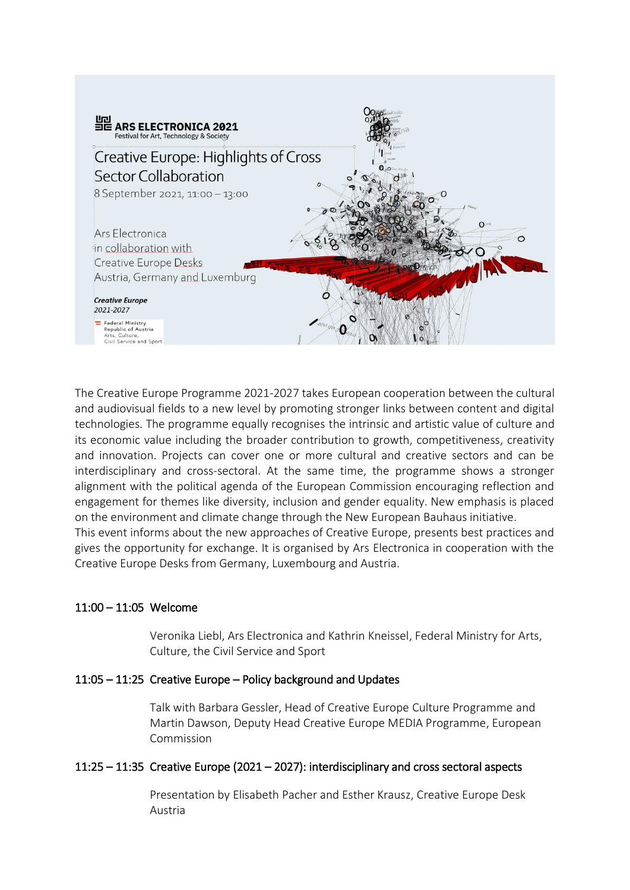ARS ELECTRONICA 2021
Festival for Art, Technology & Society

# Creative Europe: Highlights of Cross Sector Collaboration

8 September 2021, 11:00 – 13:00

Ars Electronica
in collaboration with
Creative Europe Desks
Austria, Germany and Luxemburg

*Creative Europe*
*2021-2027*

Federal Ministry
Republic of Austria
Arts, Culture,
Civil Service and Sport

The Creative Europe Programme 2021-2027 takes European cooperation between the cultural and audiovisual fields to a new level by promoting stronger links between content and digital technologies. The programme equally recognises the intrinsic and artistic value of culture and its economic value including the broader contribution to growth, competitiveness, creativity and innovation. Projects can cover one or more cultural and creative sectors and can be interdisciplinary and cross-sectoral. At the same time, the programme shows a stronger alignment with the political agenda of the European Commission encouraging reflection and engagement for themes like diversity, inclusion and gender equality. New emphasis is placed on the environment and climate change through the New European Bauhaus initiative.
This event informs about the new approaches of Creative Europe, presents best practices and gives the opportunity for exchange. It is organised by Ars Electronica in cooperation with the Creative Europe Desks from Germany, Luxembourg and Austria.

**11:00 – 11:05 Welcome**

Veronika Liebl, Ars Electronica and Kathrin Kneissel, Federal Ministry for Arts, Culture, the Civil Service and Sport

**11:05 – 11:25 Creative Europe – Policy background and Updates**

Talk with Barbara Gessler, Head of Creative Europe Culture Programme and Martin Dawson, Deputy Head Creative Europe MEDIA Programme, European Commission

**11:25 – 11:35 Creative Europe (2021 – 2027): interdisciplinary and cross sectoral aspects**

Presentation by Elisabeth Pacher and Esther Krausz, Creative Europe Desk Austria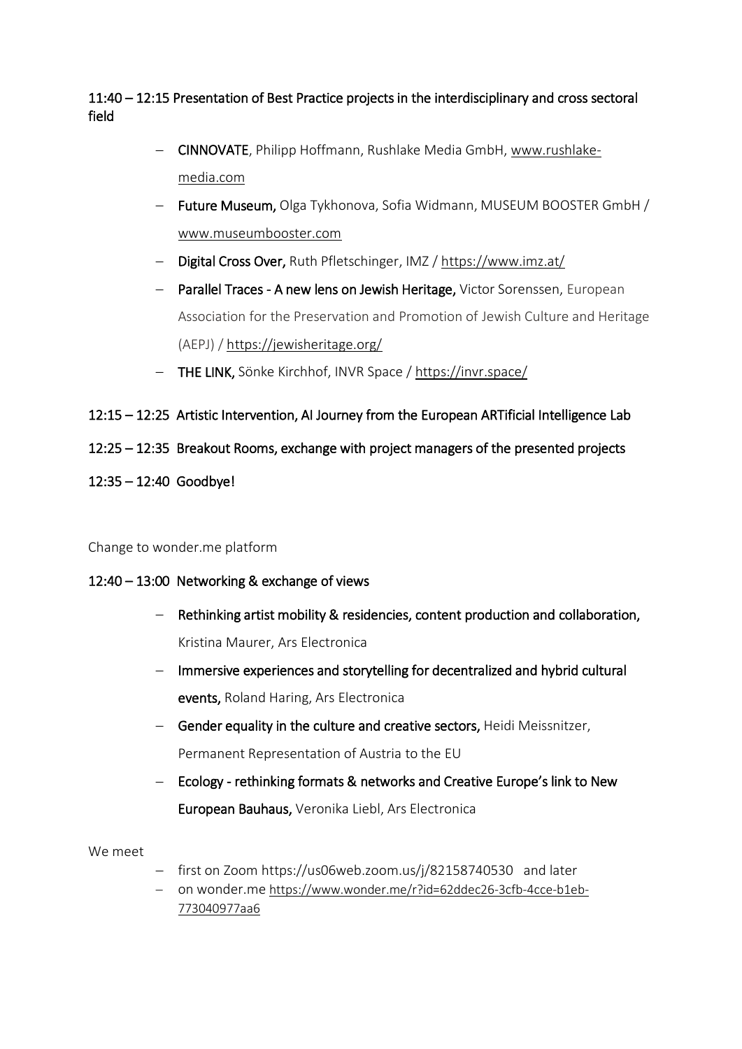**11:40 – 12:15 Presentation of Best Practice projects in the interdisciplinary and cross sectoral field**

- **CINNOVATE**, Philipp Hoffmann, Rushlake Media GmbH, www.rushlake-media.com
- **Future Museum,** Olga Tykhonova, Sofia Widmann, MUSEUM BOOSTER GmbH / www.museumbooster.com
- **Digital Cross Over,** Ruth Pfletschinger, IMZ / https://www.imz.at/
- **Parallel Traces - A new lens on Jewish Heritage,** Victor Sorenssen, European Association for the Preservation and Promotion of Jewish Culture and Heritage (AEPJ) / https://jewisheritage.org/
- **THE LINK,** Sönke Kirchhof, INVR Space / https://invr.space/

**12:15 – 12:25 Artistic Intervention, AI Journey from the European ARTificial Intelligence Lab**

**12:25 – 12:35 Breakout Rooms, exchange with project managers of the presented projects**

**12:35 – 12:40 Goodbye!**

Change to wonder.me platform

**12:40 – 13:00 Networking & exchange of views**

- **Rethinking artist mobility & residencies, content production and collaboration,** Kristina Maurer, Ars Electronica
- **Immersive experiences and storytelling for decentralized and hybrid cultural events,** Roland Haring, Ars Electronica
- **Gender equality in the culture and creative sectors,** Heidi Meissnitzer, Permanent Representation of Austria to the EU
- **Ecology - rethinking formats & networks and Creative Europe's link to New European Bauhaus,** Veronika Liebl, Ars Electronica

We meet

- first on Zoom https://us06web.zoom.us/j/82158740530 and later
- on wonder.me https://www.wonder.me/r?id=62ddec26-3cfb-4cce-b1eb-773040977aa6